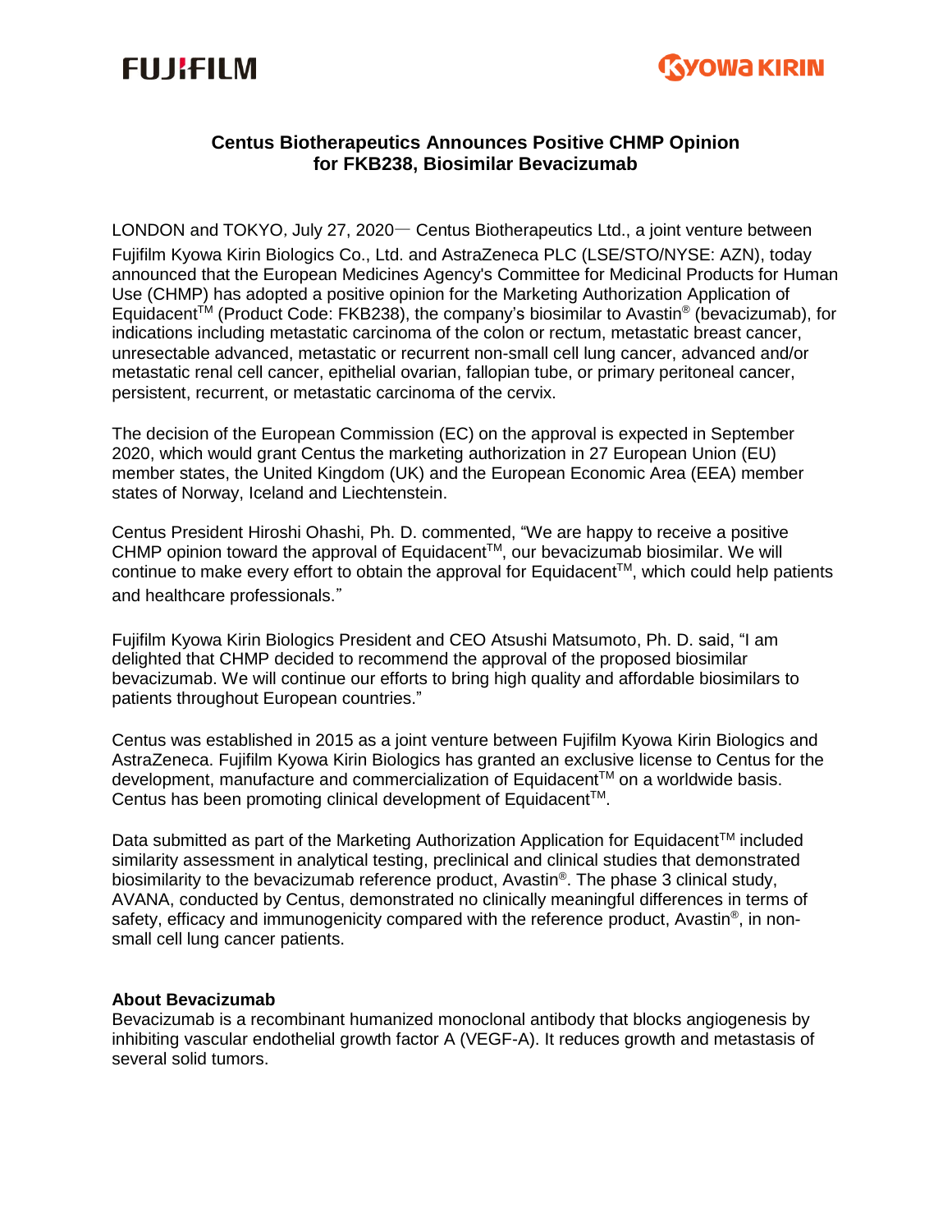FUJIFILM

KYOWA KIRIN

## Centus Biotherapeutics Announces Positive CHMP Opinion for FKB238, Biosimilar Bevacizumab

LONDON and TOKYO, July 27, 2020— Centus Biotherapeutics Ltd., a joint venture between Fujifilm Kyowa Kirin Biologics Co., Ltd. and AstraZeneca PLC (LSE/STO/NYSE: AZN), today announced that the European Medicines Agency's Committee for Medicinal Products for Human Use (CHMP) has adopted a positive opinion for the Marketing Authorization Application of Equidacent™ (Product Code: FKB238), the company's biosimilar to Avastin® (bevacizumab), for indications including metastatic carcinoma of the colon or rectum, metastatic breast cancer, unresectable advanced, metastatic or recurrent non-small cell lung cancer, advanced and/or metastatic renal cell cancer, epithelial ovarian, fallopian tube, or primary peritoneal cancer, persistent, recurrent, or metastatic carcinoma of the cervix.

The decision of the European Commission (EC) on the approval is expected in September 2020, which would grant Centus the marketing authorization in 27 European Union (EU) member states, the United Kingdom (UK) and the European Economic Area (EEA) member states of Norway, Iceland and Liechtenstein.

Centus President Hiroshi Ohashi, Ph. D. commented, "We are happy to receive a positive CHMP opinion toward the approval of Equidacent™, our bevacizumab biosimilar. We will continue to make every effort to obtain the approval for Equidacent™, which could help patients and healthcare professionals."

Fujifilm Kyowa Kirin Biologics President and CEO Atsushi Matsumoto, Ph. D. said, "I am delighted that CHMP decided to recommend the approval of the proposed biosimilar bevacizumab. We will continue our efforts to bring high quality and affordable biosimilars to patients throughout European countries."

Centus was established in 2015 as a joint venture between Fujifilm Kyowa Kirin Biologics and AstraZeneca. Fujifilm Kyowa Kirin Biologics has granted an exclusive license to Centus for the development, manufacture and commercialization of Equidacent™ on a worldwide basis. Centus has been promoting clinical development of Equidacent™.

Data submitted as part of the Marketing Authorization Application for Equidacent™ included similarity assessment in analytical testing, preclinical and clinical studies that demonstrated biosimilarity to the bevacizumab reference product, Avastin®. The phase 3 clinical study, AVANA, conducted by Centus, demonstrated no clinically meaningful differences in terms of safety, efficacy and immunogenicity compared with the reference product, Avastin®, in non-small cell lung cancer patients.

**About Bevacizumab**

Bevacizumab is a recombinant humanized monoclonal antibody that blocks angiogenesis by inhibiting vascular endothelial growth factor A (VEGF-A). It reduces growth and metastasis of several solid tumors.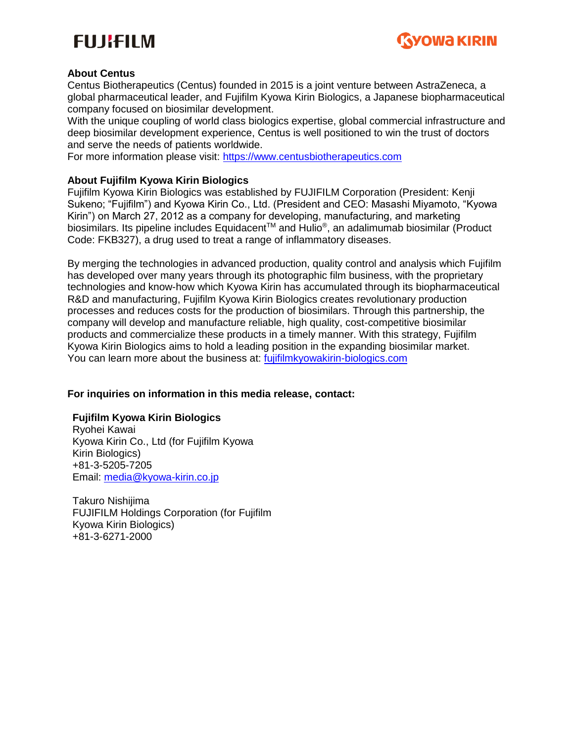**About Centus**

Centus Biotherapeutics (Centus) founded in 2015 is a joint venture between AstraZeneca, a global pharmaceutical leader, and Fujifilm Kyowa Kirin Biologics, a Japanese biopharmaceutical company focused on biosimilar development.

With the unique coupling of world class biologics expertise, global commercial infrastructure and deep biosimilar development experience, Centus is well positioned to win the trust of doctors and serve the needs of patients worldwide.

For more information please visit: [https://www.centusbiotherapeutics.com](https://www.centusbiotherapeutics.com)

**About Fujifilm Kyowa Kirin Biologics**

Fujifilm Kyowa Kirin Biologics was established by FUJIFILM Corporation (President: Kenji Sukeno; "Fujifilm") and Kyowa Kirin Co., Ltd. (President and CEO: Masashi Miyamoto, "Kyowa Kirin") on March 27, 2012 as a company for developing, manufacturing, and marketing biosimilars. Its pipeline includes Equidacent™ and Hulio®, an adalimumab biosimilar (Product Code: FKB327), a drug used to treat a range of inflammatory diseases.

By merging the technologies in advanced production, quality control and analysis which Fujifilm has developed over many years through its photographic film business, with the proprietary technologies and know-how which Kyowa Kirin has accumulated through its biopharmaceutical R&D and manufacturing, Fujifilm Kyowa Kirin Biologics creates revolutionary production processes and reduces costs for the production of biosimilars. Through this partnership, the company will develop and manufacture reliable, high quality, cost-competitive biosimilar products and commercialize these products in a timely manner. With this strategy, Fujifilm Kyowa Kirin Biologics aims to hold a leading position in the expanding biosimilar market.

You can learn more about the business at: [fujifilmkyowakirin-biologics.com](fujifilmkyowakirin-biologics.com)

**For inquiries on information in this media release, contact:**

**Fujifilm Kyowa Kirin Biologics**
Ryohei Kawai
Kyowa Kirin Co., Ltd (for Fujifilm Kyowa Kirin Biologics)
+81-3-5205-7205
Email: [media@kyowa-kirin.co.jp](mailto:media@kyowa-kirin.co.jp)

Takuro Nishijima
FUJIFILM Holdings Corporation (for Fujifilm Kyowa Kirin Biologics)
+81-3-6271-2000